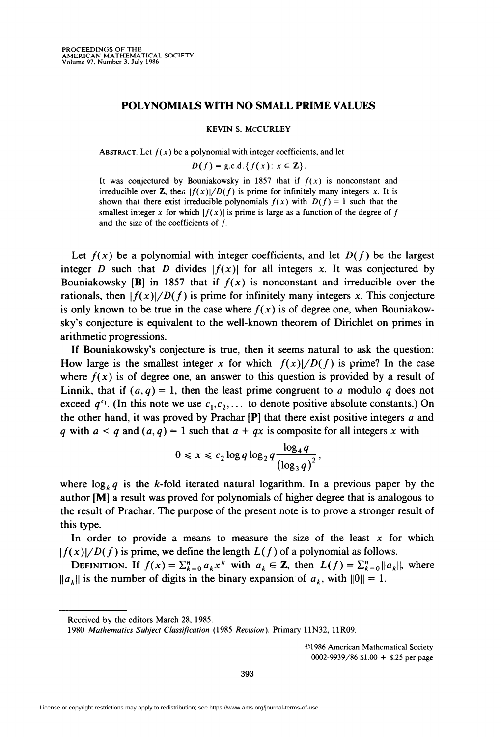# POLYNOMIALS WITH NO SMALL PRIME VALUES

KEVIN S. MCCURLEY

ABSTRACT. Let $f(x)$ be a polynomial with integer coefficients, and let

$$D(f) = \text{g.c.d.}\{f(x): x \in \mathbf{Z}\}.$$

It was conjectured by Bouniakowsky in 1857 that if $f(x)$ is nonconstant and irreducible over $\mathbf{Z}$, then $|f(x)|/D(f)$ is prime for infinitely many integers $x$. It is shown that there exist irreducible polynomials $f(x)$ with $D(f) = 1$ such that the smallest integer $x$ for which $|f(x)|$ is prime is large as a function of the degree of $f$ and the size of the coefficients of $f$.

Let $f(x)$ be a polynomial with integer coefficients, and let $D(f)$ be the largest integer $D$ such that $D$ divides $|f(x)|$ for all integers $x$. It was conjectured by Bouniakowsky **[B]** in 1857 that if $f(x)$ is nonconstant and irreducible over the rationals, then $|f(x)|/D(f)$ is prime for infinitely many integers $x$. This conjecture is only known to be true in the case where $f(x)$ is of degree one, when Bouniakowsky's conjecture is equivalent to the well-known theorem of Dirichlet on primes in arithmetic progressions.

If Bouniakowsky's conjecture is true, then it seems natural to ask the question: How large is the smallest integer $x$ for which $|f(x)|/D(f)$ is prime? In the case where $f(x)$ is of degree one, an answer to this question is provided by a result of Linnik, that if $(a, q) = 1$, then the least prime congruent to $a$ modulo $q$ does not exceed $q^{c_1}$. (In this note we use $c_1, c_2, \ldots$ to denote positive absolute constants.) On the other hand, it was proved by Prachar **[P]** that there exist positive integers $a$ and $q$ with $a < q$ and $(a, q) = 1$ such that $a + qx$ is composite for all integers $x$ with

$$0 \leqslant x \leqslant c_2 \log q \log_2 q \frac{\log_4 q}{(\log_3 q)^2},$$

where $\log_k q$ is the $k$-fold iterated natural logarithm. In a previous paper by the author **[M]** a result was proved for polynomials of higher degree that is analogous to the result of Prachar. The purpose of the present note is to prove a stronger result of this type.

In order to provide a means to measure the size of the least $x$ for which $|f(x)|/D(f)$ is prime, we define the length $L(f)$ of a polynomial as follows.

DEFINITION. If $f(x) = \sum_{k=0}^{n} a_k x^k$ with $a_k \in \mathbf{Z}$, then $L(f) = \sum_{k=0}^{n} \|a_k\|$, where $\|a_k\|$ is the number of digits in the binary expansion of $a_k$, with $\|0\| = 1$.

---

Received by the editors March 28, 1985.

1980 *Mathematics Subject Classification* (1985 *Revision*). Primary 11N32, 11R09.

©1986 American Mathematical Society
0002-9939/86 $1.00 + $.25 per page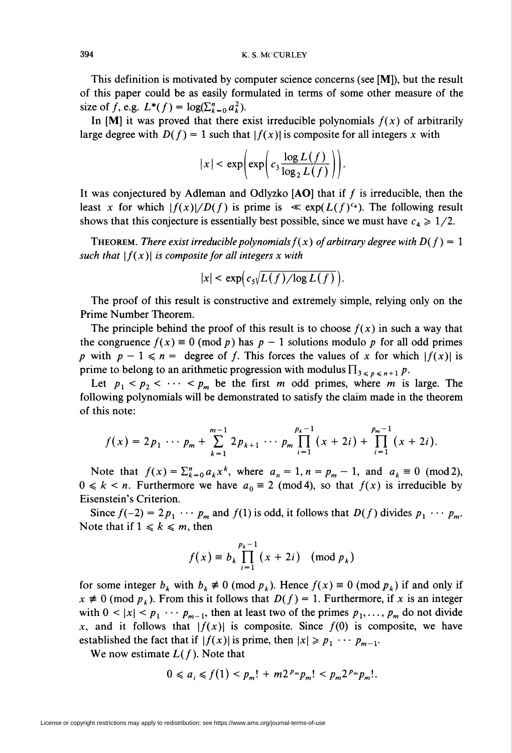This definition is motivated by computer science concerns (see [**M**]), but the result of this paper could be as easily formulated in terms of some other measure of the size of $f$, e.g. $L^*(f) = \log(\sum_{k=0}^{n} a_k^2)$.

In [**M**] it was proved that there exist irreducible polynomials $f(x)$ of arbitrarily large degree with $D(f) = 1$ such that $|f(x)|$ is composite for all integers $x$ with

$$|x| < \exp\left(\exp\left(c_3 \frac{\log L(f)}{\log_2 L(f)}\right)\right).$$

It was conjectured by Adleman and Odlyzko [**AO**] that if $f$ is irreducible, then the least $x$ for which $|f(x)|/D(f)$ is prime is $\ll \exp(L(f)^{c_4})$. The following result shows that this conjecture is essentially best possible, since we must have $c_4 \geqslant 1/2$.

THEOREM. *There exist irreducible polynomials $f(x)$ of arbitrary degree with $D(f) = 1$ such that $|f(x)|$ is composite for all integers $x$ with*

$$|x| < \exp\left(c_5\sqrt{L(f)/\log L(f)}\right).$$

The proof of this result is constructive and extremely simple, relying only on the Prime Number Theorem.

The principle behind the proof of this result is to choose $f(x)$ in such a way that the congruence $f(x) \equiv 0 \pmod{p}$ has $p - 1$ solutions modulo $p$ for all odd primes $p$ with $p - 1 \leqslant n =$ degree of $f$. This forces the values of $x$ for which $|f(x)|$ is prime to belong to an arithmetic progression with modulus $\prod_{3 \leqslant p \leqslant n+1} p$.

Let $p_1 < p_2 < \cdots < p_m$ be the first $m$ odd primes, where $m$ is large. The following polynomials will be demonstrated to satisfy the claim made in the theorem of this note:

$$f(x) = 2p_1 \cdots p_m + \sum_{k=1}^{m-1} 2p_{k+1} \cdots p_m \prod_{i=1}^{p_k - 1} (x + 2i) + \prod_{i=1}^{p_m - 1} (x + 2i).$$

Note that $f(x) = \sum_{k=0}^{n} a_k x^k$, where $a_n = 1, n = p_m - 1$, and $a_k \equiv 0 \pmod{2}$, $0 \leqslant k < n$. Furthermore we have $a_0 \equiv 2 \pmod{4}$, so that $f(x)$ is irreducible by Eisenstein's Criterion.

Since $f(-2) = 2p_1 \cdots p_m$ and $f(1)$ is odd, it follows that $D(f)$ divides $p_1 \cdots p_m$. Note that if $1 \leqslant k \leqslant m$, then

$$f(x) \equiv b_k \prod_{i=1}^{p_k - 1} (x + 2i) \pmod{p_k}$$

for some integer $b_k$ with $b_k \not\equiv 0 \pmod{p_k}$. Hence $f(x) \equiv 0 \pmod{p_k}$ if and only if $x \not\equiv 0 \pmod{p_k}$. From this it follows that $D(f) = 1$. Furthermore, if $x$ is an integer with $0 < |x| < p_1 \cdots p_{m-1}$, then at least two of the primes $p_1, \ldots, p_m$ do not divide $x$, and it follows that $|f(x)|$ is composite. Since $f(0)$ is composite, we have established the fact that if $|f(x)|$ is prime, then $|x| \geqslant p_1 \cdots p_{m-1}$.

We now estimate $L(f)$. Note that

$$0 \leqslant a_i \leqslant f(1) < p_m! + m2^{p_m} p_m! < p_m 2^{p_m} p_m!.$$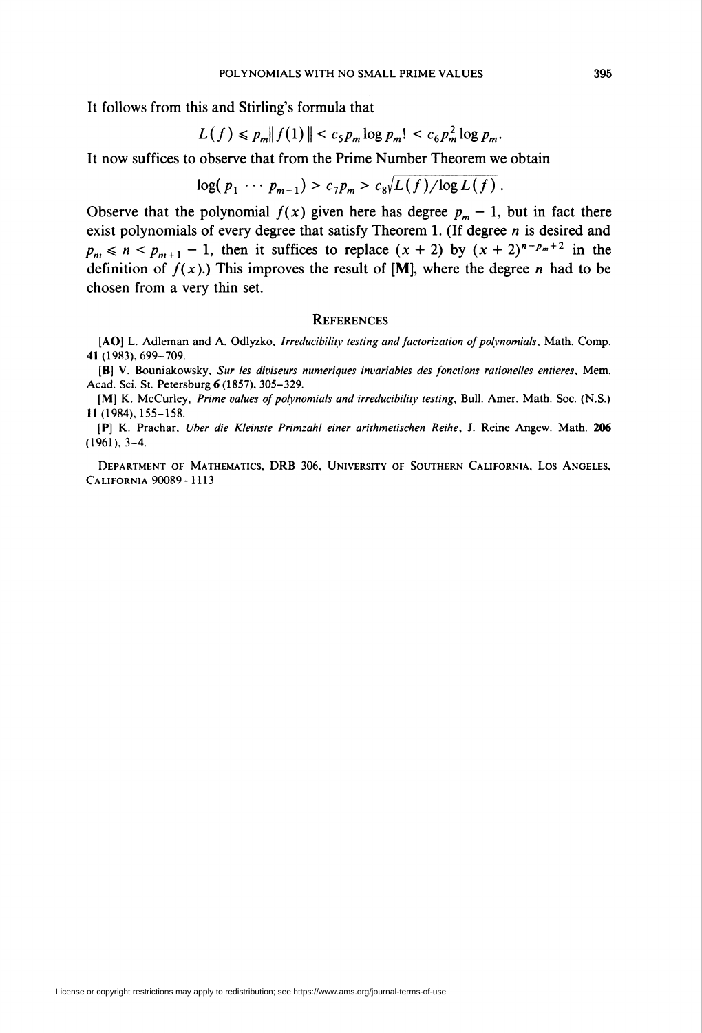It follows from this and Stirling's formula that

$$L(f) \leqslant p_m \| f(1) \| < c_5 p_m \log p_m! < c_6 p_m^2 \log p_m.$$

It now suffices to observe that from the Prime Number Theorem we obtain

$$\log(p_1 \cdots p_{m-1}) > c_7 p_m > c_8 \sqrt{L(f)/\log L(f)}\,.$$

Observe that the polynomial $f(x)$ given here has degree $p_m - 1$, but in fact there exist polynomials of every degree that satisfy Theorem 1. (If degree $n$ is desired and $p_m \leqslant n < p_{m+1} - 1$, then it suffices to replace $(x+2)$ by $(x+2)^{n-p_m+2}$ in the definition of $f(x)$.) This improves the result of **[M]**, where the degree $n$ had to be chosen from a very thin set.

## References

**[AO]** L. Adleman and A. Odlyzko, *Irreducibility testing and factorization of polynomials*, Math. Comp. **41** (1983), 699–709.

**[B]** V. Bouniakowsky, *Sur les diviseurs numeriques invariables des fonctions rationelles entieres*, Mem. Acad. Sci. St. Petersburg **6** (1857), 305–329.

**[M]** K. McCurley, *Prime values of polynomials and irreducibility testing*, Bull. Amer. Math. Soc. (N.S.) **11** (1984), 155–158.

**[P]** K. Prachar, *Uber die Kleinste Primzahl einer arithmetischen Reihe*, J. Reine Angew. Math. **206** (1961), 3–4.

Department of Mathematics, DRB 306, University of Southern California, Los Angeles, California 90089 - 1113